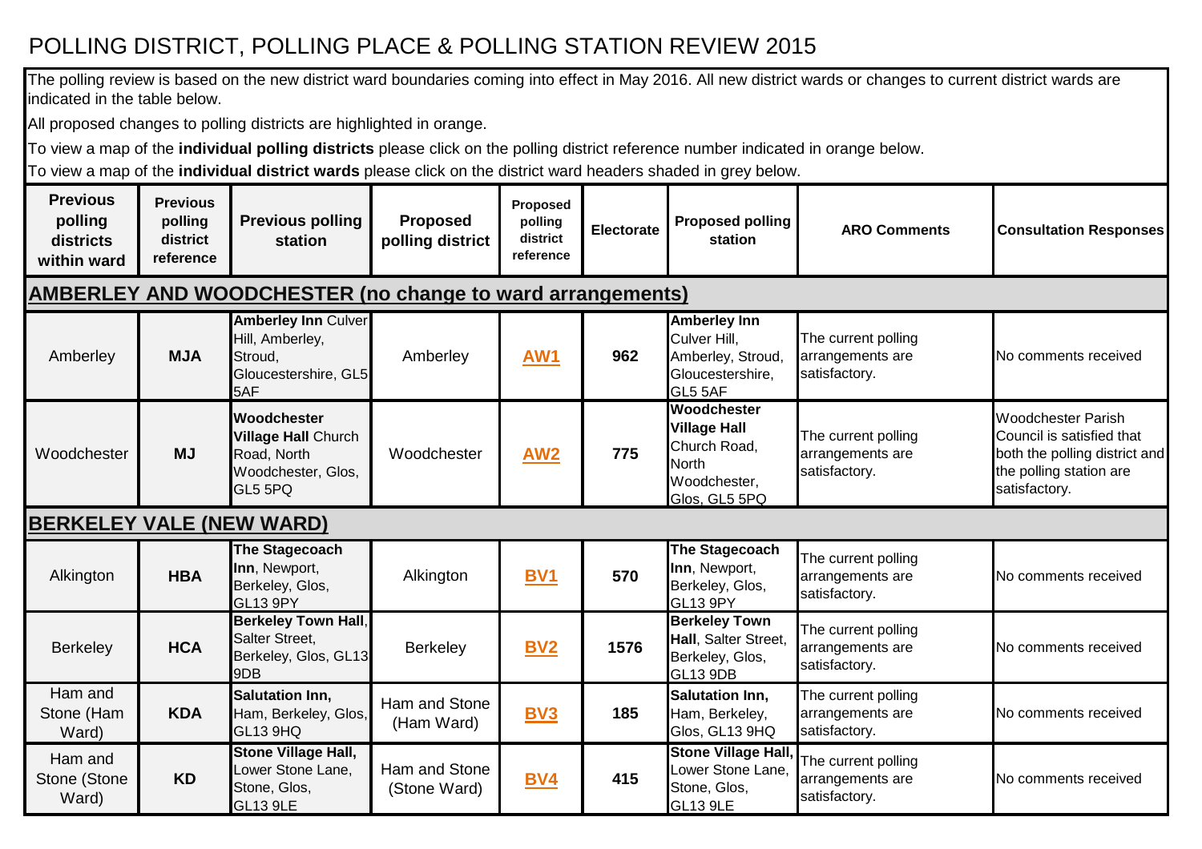# POLLING DISTRICT, POLLING PLACE & POLLING STATION REVIEW 2015

The polling review is based on the new district ward boundaries coming into effect in May 2016. All new district wards or changes to current district wards are indicated in the table below.

All proposed changes to polling districts are highlighted in orange.

To view a map of the **individual polling districts** please click on the polling district reference number indicated in orange below.

To view a map of the **individual district wards** please click on the district ward headers shaded in grey below.

| Previous polling districts within ward | Previous polling district reference | Previous polling station | Proposed polling district | Proposed polling district reference | Electorate | Proposed polling station | ARO Comments | Consultation Responses |
|---|---|---|---|---|---|---|---|---|
| **AMBERLEY AND WOODCHESTER (no change to ward arrangements)** | | | | | | | | |
| Amberley | **MJA** | **Amberley Inn** Culver Hill, Amberley, Stroud, Gloucestershire, GL5 5AF | Amberley | **AW1** | **962** | **Amberley Inn** Culver Hill, Amberley, Stroud, Gloucestershire, GL5 5AF | The current polling arrangements are satisfactory. | No comments received |
| Woodchester | **MJ** | **Woodchester Village Hall** Church Road, North Woodchester, Glos, GL5 5PQ | Woodchester | **AW2** | **775** | **Woodchester Village Hall** Church Road, North Woodchester, Glos, GL5 5PQ | The current polling arrangements are satisfactory. | Woodchester Parish Council is satisfied that both the polling district and the polling station are satisfactory. |
| **BERKELEY VALE (NEW WARD)** | | | | | | | | |
| Alkington | **HBA** | **The Stagecoach Inn**, Newport, Berkeley, Glos, GL13 9PY | Alkington | **BV1** | **570** | **The Stagecoach Inn**, Newport, Berkeley, Glos, GL13 9PY | The current polling arrangements are satisfactory. | No comments received |
| Berkeley | **HCA** | **Berkeley Town Hall**, Salter Street, Berkeley, Glos, GL13 9DB | Berkeley | **BV2** | **1576** | **Berkeley Town Hall**, Salter Street, Berkeley, Glos, GL13 9DB | The current polling arrangements are satisfactory. | No comments received |
| Ham and Stone (Ham Ward) | **KDA** | **Salutation Inn,** Ham, Berkeley, Glos, GL13 9HQ | Ham and Stone (Ham Ward) | **BV3** | **185** | **Salutation Inn,** Ham, Berkeley, Glos, GL13 9HQ | The current polling arrangements are satisfactory. | No comments received |
| Ham and Stone (Stone Ward) | **KD** | **Stone Village Hall,** Lower Stone Lane, Stone, Glos, GL13 9LE | Ham and Stone (Stone Ward) | **BV4** | **415** | **Stone Village Hall,** Lower Stone Lane, Stone, Glos, GL13 9LE | The current polling arrangements are satisfactory. | No comments received |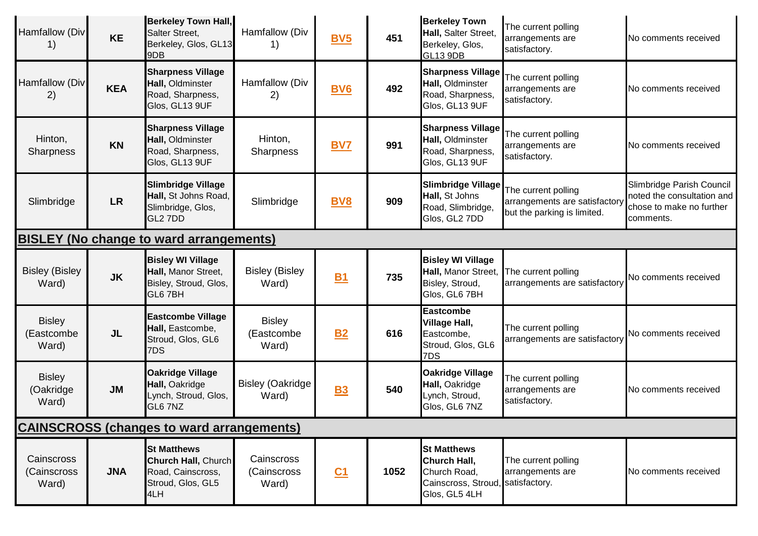| | | | | | | | | |
|---|---|---|---|---|---|---|---|---|
| Hamfallow (Div 1) | **KE** | **Berkeley Town Hall,** Salter Street, Berkeley, Glos, GL13 9DB | Hamfallow (Div 1) | **BV5** | **451** | **Berkeley Town Hall,** Salter Street, Berkeley, Glos, GL13 9DB | The current polling arrangements are satisfactory. | No comments received |
| Hamfallow (Div 2) | **KEA** | **Sharpness Village Hall,** Oldminster Road, Sharpness, Glos, GL13 9UF | Hamfallow (Div 2) | **BV6** | **492** | **Sharpness Village Hall,** Oldminster Road, Sharpness, Glos, GL13 9UF | The current polling arrangements are satisfactory. | No comments received |
| Hinton, Sharpness | **KN** | **Sharpness Village Hall,** Oldminster Road, Sharpness, Glos, GL13 9UF | Hinton, Sharpness | **BV7** | **991** | **Sharpness Village Hall,** Oldminster Road, Sharpness, Glos, GL13 9UF | The current polling arrangements are satisfactory. | No comments received |
| Slimbridge | **LR** | **Slimbridge Village Hall,** St Johns Road, Slimbridge, Glos, GL2 7DD | Slimbridge | **BV8** | **909** | **Slimbridge Village Hall,** St Johns Road, Slimbridge, Glos, GL2 7DD | The current polling arrangements are satisfactory but the parking is limited. | Slimbridge Parish Council noted the consultation and chose to make no further comments. |
| **BISLEY (No change to ward arrangements)** | | | | | | | | |
| Bisley (Bisley Ward) | **JK** | **Bisley WI Village Hall,** Manor Street, Bisley, Stroud, Glos, GL6 7BH | Bisley (Bisley Ward) | **B1** | **735** | **Bisley WI Village Hall,** Manor Street, Bisley, Stroud, Glos, GL6 7BH | The current polling arrangements are satisfactory | No comments received |
| Bisley (Eastcombe Ward) | **JL** | **Eastcombe Village Hall,** Eastcombe, Stroud, Glos, GL6 7DS | Bisley (Eastcombe Ward) | **B2** | **616** | **Eastcombe Village Hall,** Eastcombe, Stroud, Glos, GL6 7DS | The current polling arrangements are satisfactory | No comments received |
| Bisley (Oakridge Ward) | **JM** | **Oakridge Village Hall,** Oakridge Lynch, Stroud, Glos, GL6 7NZ | Bisley (Oakridge Ward) | **B3** | **540** | **Oakridge Village Hall,** Oakridge Lynch, Stroud, Glos, GL6 7NZ | The current polling arrangements are satisfactory. | No comments received |
| **CAINSCROSS (changes to ward arrangements)** | | | | | | | | |
| Cainscross (Cainscross Ward) | **JNA** | **St Matthews Church Hall,** Church Road, Cainscross, Stroud, Glos, GL5 4LH | Cainscross (Cainscross Ward) | **C1** | **1052** | **St Matthews Church Hall,** Church Road, Cainscross, Stroud, Glos, GL5 4LH | The current polling arrangements are satisfactory. | No comments received |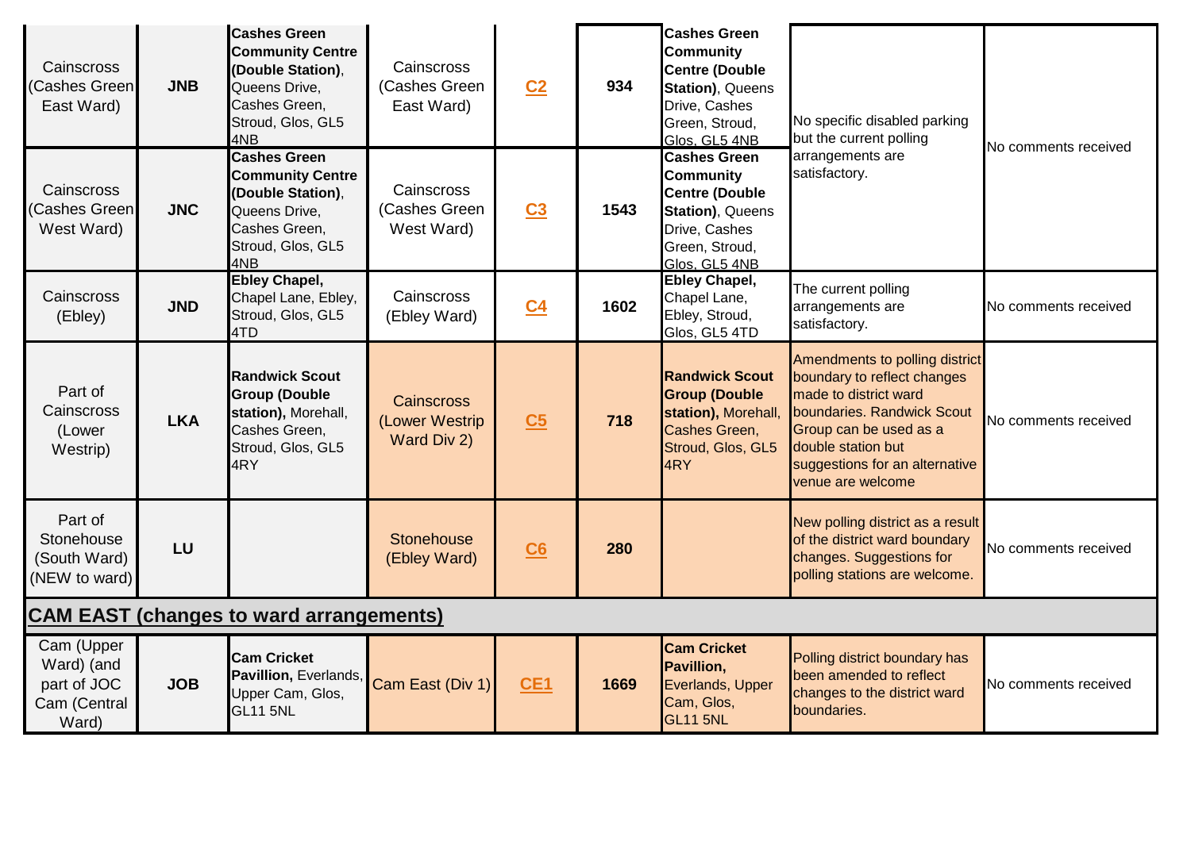| | | | | | | | | |
|---|---|---|---|---|---|---|---|---|
| Cainscross (Cashes Green East Ward) | **JNB** | **Cashes Green Community Centre (Double Station)**, Queens Drive, Cashes Green, Stroud, Glos, GL5 4NB | Cainscross (Cashes Green East Ward) | C2 | **934** | **Cashes Green Community Centre (Double Station)**, Queens Drive, Cashes Green, Stroud, Glos, GL5 4NB | No specific disabled parking but the current polling arrangements are satisfactory. | No comments received |
| Cainscross (Cashes Green West Ward) | **JNC** | **Cashes Green Community Centre (Double Station)**, Queens Drive, Cashes Green, Stroud, Glos, GL5 4NB | Cainscross (Cashes Green West Ward) | C3 | **1543** | **Cashes Green Community Centre (Double Station)**, Queens Drive, Cashes Green, Stroud, Glos, GL5 4NB | | |
| Cainscross (Ebley) | **JND** | **Ebley Chapel,** Chapel Lane, Ebley, Stroud, Glos, GL5 4TD | Cainscross (Ebley Ward) | C4 | **1602** | **Ebley Chapel,** Chapel Lane, Ebley, Stroud, Glos, GL5 4TD | The current polling arrangements are satisfactory. | No comments received |
| Part of Cainscross (Lower Westrip) | **LKA** | **Randwick Scout Group (Double station),** Morehall, Cashes Green, Stroud, Glos, GL5 4RY | Cainscross (Lower Westrip Ward Div 2) | C5 | **718** | **Randwick Scout Group (Double station),** Morehall, Cashes Green, Stroud, Glos, GL5 4RY | Amendments to polling district boundary to reflect changes made to district ward boundaries. Randwick Scout Group can be used as a double station but suggestions for an alternative venue are welcome | No comments received |
| Part of Stonehouse (South Ward) (NEW to ward) | **LU** | | Stonehouse (Ebley Ward) | C6 | **280** | | New polling district as a result of the district ward boundary changes. Suggestions for polling stations are welcome. | No comments received |
| **CAM EAST (changes to ward arrangements)** | | | | | | | | |
| Cam (Upper Ward) (and part of JOC Cam (Central Ward) | **JOB** | **Cam Cricket Pavillion,** Everlands, Upper Cam, Glos, GL11 5NL | Cam East (Div 1) | CE1 | **1669** | **Cam Cricket Pavillion,** Everlands, Upper Cam, Glos, GL11 5NL | Polling district boundary has been amended to reflect changes to the district ward boundaries. | No comments received |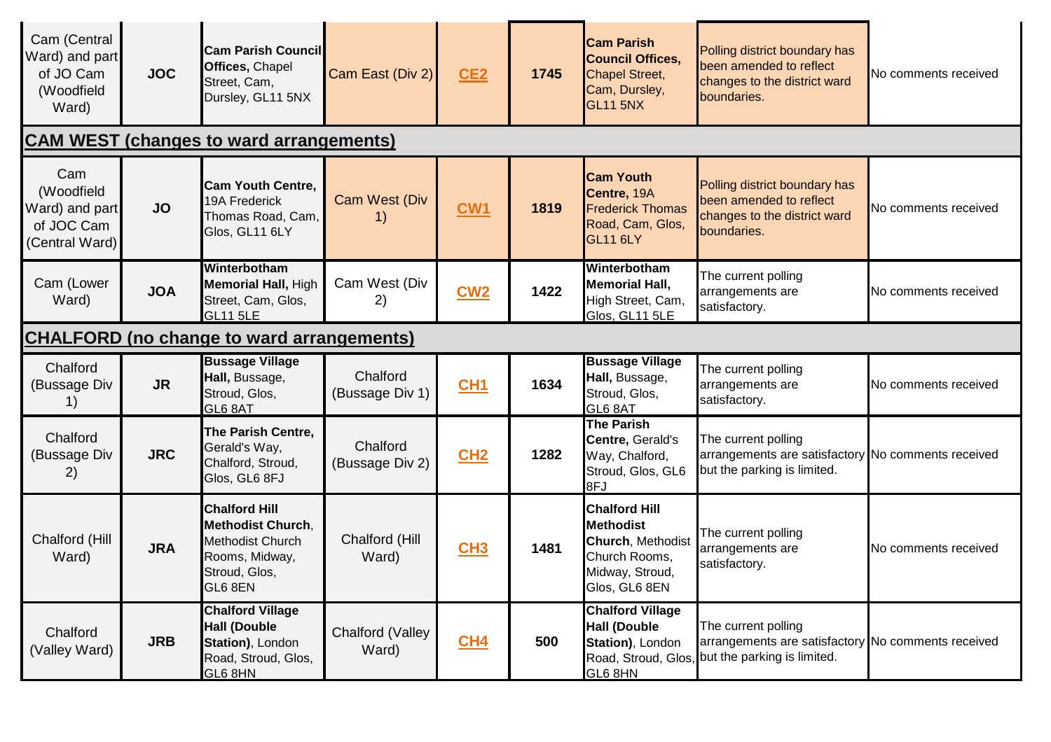| | | | | | | | | |
|---|---|---|---|---|---|---|---|---|
| Cam (Central Ward) and part of JO Cam (Woodfield Ward) | **JOC** | **Cam Parish Council Offices,** Chapel Street, Cam, Dursley, GL11 5NX | Cam East (Div 2) | **CE2** | **1745** | **Cam Parish Council Offices,** Chapel Street, Cam, Dursley, GL11 5NX | Polling district boundary has been amended to reflect changes to the district ward boundaries. | No comments received |
| **CAM WEST (changes to ward arrangements)** | | | | | | | | |
| Cam (Woodfield Ward) and part of JOC Cam (Central Ward) | **JO** | **Cam Youth Centre,** 19A Frederick Thomas Road, Cam, Glos, GL11 6LY | Cam West (Div 1) | **CW1** | **1819** | **Cam Youth Centre,** 19A Frederick Thomas Road, Cam, Glos, GL11 6LY | Polling district boundary has been amended to reflect changes to the district ward boundaries. | No comments received |
| Cam (Lower Ward) | **JOA** | **Winterbotham Memorial Hall,** High Street, Cam, Glos, GL11 5LE | Cam West (Div 2) | **CW2** | **1422** | **Winterbotham Memorial Hall,** High Street, Cam, Glos, GL11 5LE | The current polling arrangements are satisfactory. | No comments received |
| **CHALFORD (no change to ward arrangements)** | | | | | | | | |
| Chalford (Bussage Div 1) | **JR** | **Bussage Village Hall,** Bussage, Stroud, Glos, GL6 8AT | Chalford (Bussage Div 1) | **CH1** | **1634** | **Bussage Village Hall,** Bussage, Stroud, Glos, GL6 8AT | The current polling arrangements are satisfactory. | No comments received |
| Chalford (Bussage Div 2) | **JRC** | **The Parish Centre,** Gerald's Way, Chalford, Stroud, Glos, GL6 8FJ | Chalford (Bussage Div 2) | **CH2** | **1282** | **The Parish Centre,** Gerald's Way, Chalford, Stroud, Glos, GL6 8FJ | The current polling arrangements are satisfactory but the parking is limited. | No comments received |
| Chalford (Hill Ward) | **JRA** | **Chalford Hill Methodist Church**, Methodist Church Rooms, Midway, Stroud, Glos, GL6 8EN | Chalford (Hill Ward) | **CH3** | **1481** | **Chalford Hill Methodist Church**, Methodist Church Rooms, Midway, Stroud, Glos, GL6 8EN | The current polling arrangements are satisfactory. | No comments received |
| Chalford (Valley Ward) | **JRB** | **Chalford Village Hall (Double Station)**, London Road, Stroud, Glos, GL6 8HN | Chalford (Valley Ward) | **CH4** | **500** | **Chalford Village Hall (Double Station)**, London Road, Stroud, Glos, GL6 8HN | The current polling arrangements are satisfactory but the parking is limited. | No comments received |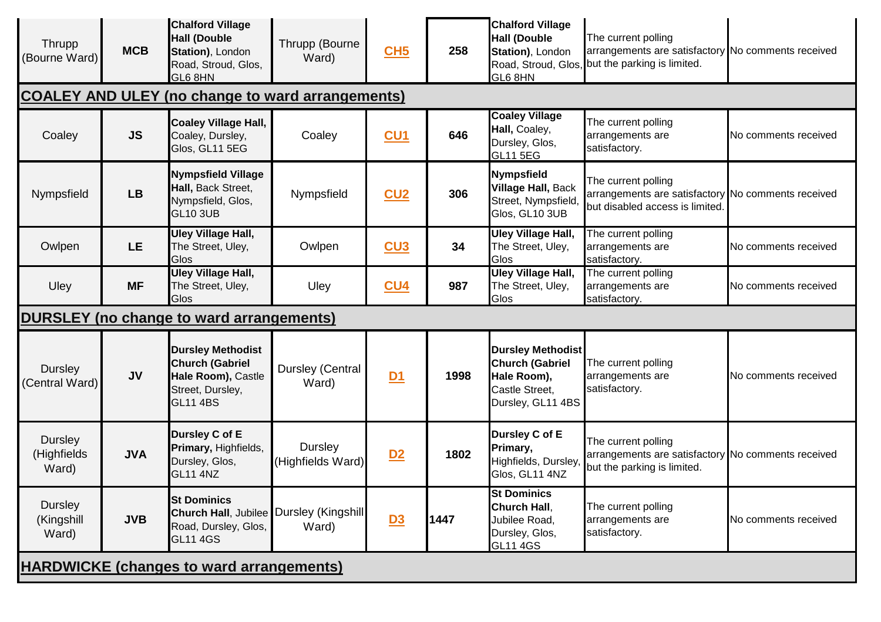| | | | | | | | | |
|---|---|---|---|---|---|---|---|---|
| Thrupp (Bourne Ward) | **MCB** | **Chalford Village Hall (Double Station)**, London Road, Stroud, Glos, GL6 8HN | Thrupp (Bourne Ward) | **CH5** | **258** | **Chalford Village Hall (Double Station)**, London Road, Stroud, Glos, GL6 8HN | The current polling arrangements are satisfactory but the parking is limited. | No comments received |
| **COALEY AND ULEY (no change to ward arrangements)** | | | | | | | | |
| Coaley | **JS** | **Coaley Village Hall,** Coaley, Dursley, Glos, GL11 5EG | Coaley | **CU1** | **646** | **Coaley Village Hall,** Coaley, Dursley, Glos, GL11 5EG | The current polling arrangements are satisfactory. | No comments received |
| Nympsfield | **LB** | **Nympsfield Village Hall,** Back Street, Nympsfield, Glos, GL10 3UB | Nympsfield | **CU2** | **306** | **Nympsfield Village Hall,** Back Street, Nympsfield, Glos, GL10 3UB | The current polling arrangements are satisfactory but disabled access is limited. | No comments received |
| Owlpen | **LE** | **Uley Village Hall,** The Street, Uley, Glos | Owlpen | **CU3** | **34** | **Uley Village Hall,** The Street, Uley, Glos | The current polling arrangements are satisfactory. | No comments received |
| Uley | **MF** | **Uley Village Hall,** The Street, Uley, Glos | Uley | **CU4** | **987** | **Uley Village Hall,** The Street, Uley, Glos | The current polling arrangements are satisfactory. | No comments received |
| **DURSLEY (no change to ward arrangements)** | | | | | | | | |
| Dursley (Central Ward) | **JV** | **Dursley Methodist Church (Gabriel Hale Room),** Castle Street, Dursley, GL11 4BS | Dursley (Central Ward) | **D1** | **1998** | **Dursley Methodist Church (Gabriel Hale Room),** Castle Street, Dursley, GL11 4BS | The current polling arrangements are satisfactory. | No comments received |
| Dursley (Highfields Ward) | **JVA** | **Dursley C of E Primary,** Highfields, Dursley, Glos, GL11 4NZ | Dursley (Highfields Ward) | **D2** | **1802** | **Dursley C of E Primary,** Highfields, Dursley, Glos, GL11 4NZ | The current polling arrangements are satisfactory but the parking is limited. | No comments received |
| Dursley (Kingshill Ward) | **JVB** | **St Dominics Church Hall**, Jubilee Road, Dursley, Glos, GL11 4GS | Dursley (Kingshill Ward) | **D3** | **1447** | **St Dominics Church Hall**, Jubilee Road, Dursley, Glos, GL11 4GS | The current polling arrangements are satisfactory. | No comments received |
| **HARDWICKE (changes to ward arrangements)** | | | | | | | | |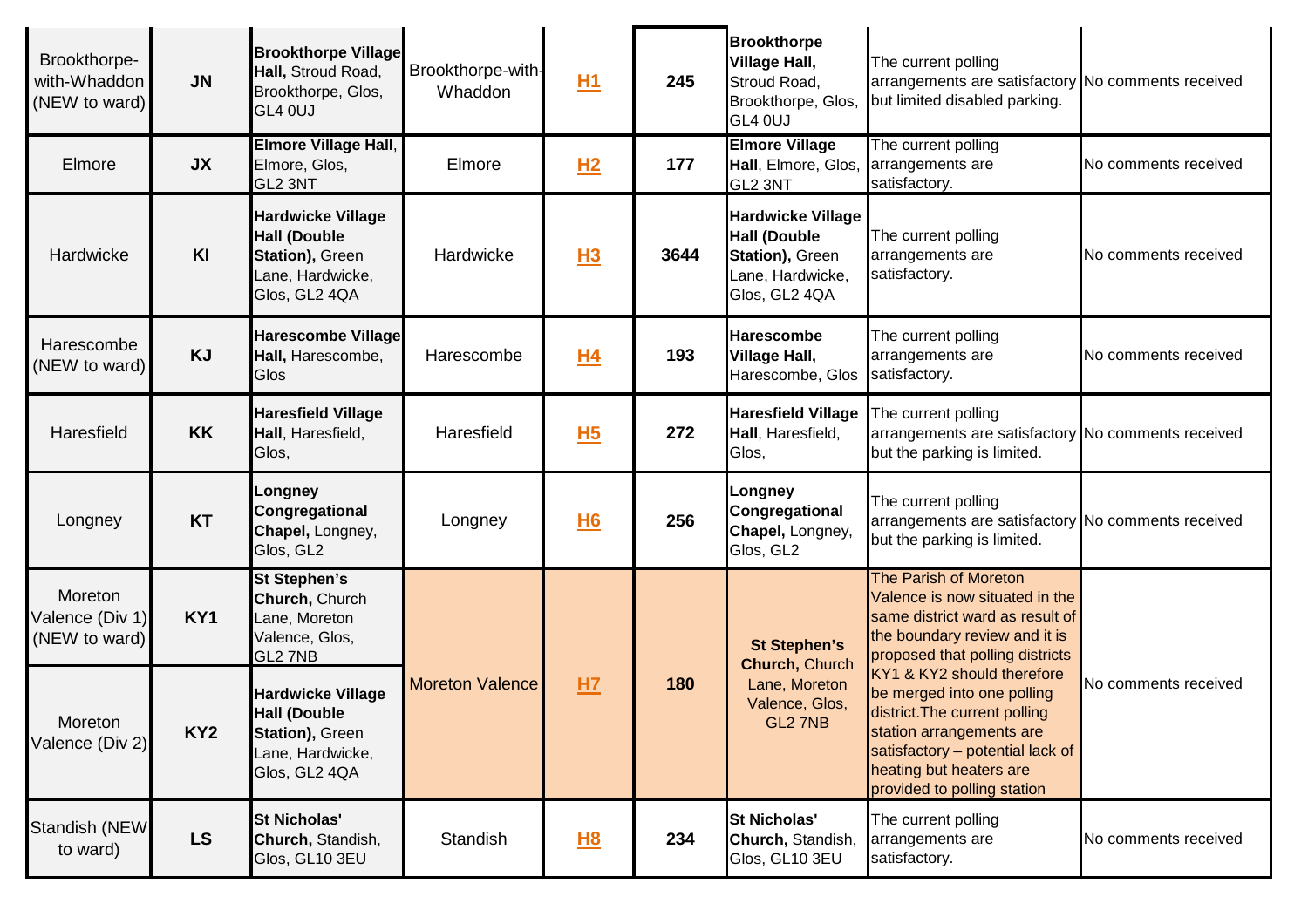| | | | | | | | | |
|---|---|---|---|---|---|---|---|---|
| Brookthorpe-with-Whaddon (NEW to ward) | JN | **Brookthorpe Village Hall,** Stroud Road, Brookthorpe, Glos, GL4 0UJ | Brookthorpe-with-Whaddon | H1 | 245 | **Brookthorpe Village Hall,** Stroud Road, Brookthorpe, Glos, GL4 0UJ | The current polling arrangements are satisfactory but limited disabled parking. | No comments received |
| Elmore | JX | **Elmore Village Hall**, Elmore, Glos, GL2 3NT | Elmore | H2 | 177 | **Elmore Village Hall**, Elmore, Glos, GL2 3NT | The current polling arrangements are satisfactory. | No comments received |
| Hardwicke | KI | **Hardwicke Village Hall (Double Station),** Green Lane, Hardwicke, Glos, GL2 4QA | Hardwicke | H3 | 3644 | **Hardwicke Village Hall (Double Station),** Green Lane, Hardwicke, Glos, GL2 4QA | The current polling arrangements are satisfactory. | No comments received |
| Harescombe (NEW to ward) | KJ | **Harescombe Village Hall,** Harescombe, Glos | Harescombe | H4 | 193 | **Harescombe Village Hall,** Harescombe, Glos | The current polling arrangements are satisfactory. | No comments received |
| Haresfield | KK | **Haresfield Village Hall**, Haresfield, Glos, | Haresfield | H5 | 272 | **Haresfield Village Hall**, Haresfield, Glos, | The current polling arrangements are satisfactory but the parking is limited. | No comments received |
| Longney | KT | **Longney Congregational Chapel,** Longney, Glos, GL2 | Longney | H6 | 256 | **Longney Congregational Chapel,** Longney, Glos, GL2 | The current polling arrangements are satisfactory but the parking is limited. | No comments received |
| Moreton Valence (Div 1) (NEW to ward) | KY1 | **St Stephen's Church,** Church Lane, Moreton Valence, Glos, GL2 7NB | Moreton Valence | H7 | 180 | **St Stephen's Church,** Church Lane, Moreton Valence, Glos, GL2 7NB | The Parish of Moreton Valence is now situated in the same district ward as result of the boundary review and it is proposed that polling districts KY1 & KY2 should therefore be merged into one polling district.The current polling station arrangements are satisfactory – potential lack of heating but heaters are provided to polling station | No comments received |
| Moreton Valence (Div 2) | KY2 | **Hardwicke Village Hall (Double Station),** Green Lane, Hardwicke, Glos, GL2 4QA | | | | | | |
| Standish (NEW to ward) | LS | **St Nicholas' Church,** Standish, Glos, GL10 3EU | Standish | H8 | 234 | **St Nicholas' Church,** Standish, Glos, GL10 3EU | The current polling arrangements are satisfactory. | No comments received |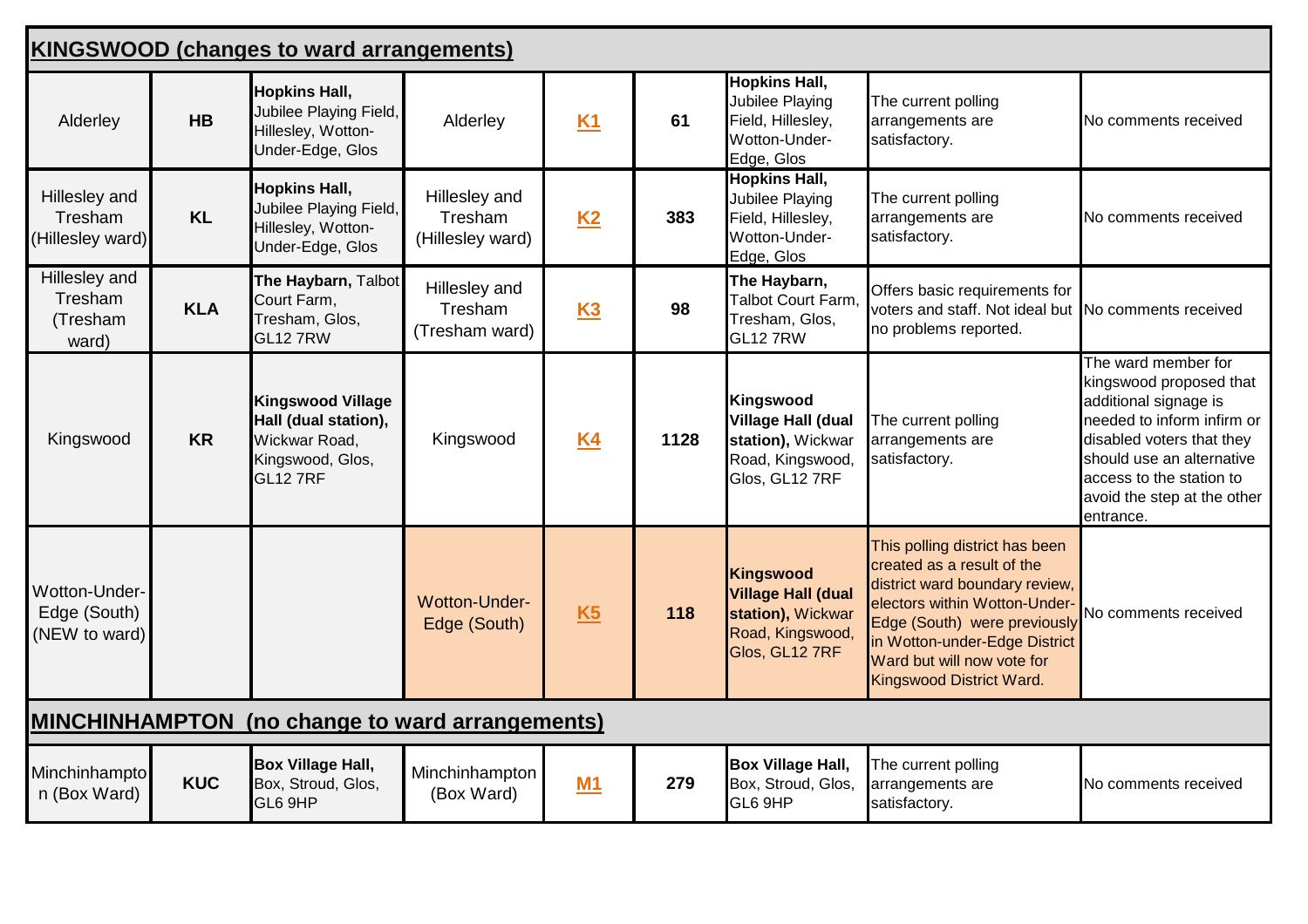| **KINGSWOOD (changes to ward arrangements)** | | | | | | | | |
|---|---|---|---|---|---|---|---|---|
| Alderley | **HB** | **Hopkins Hall,** Jubilee Playing Field, Hillesley, Wotton-Under-Edge, Glos | Alderley | **K1** | **61** | **Hopkins Hall,** Jubilee Playing Field, Hillesley, Wotton-Under-Edge, Glos | The current polling arrangements are satisfactory. | No comments received |
| Hillesley and Tresham (Hillesley ward) | **KL** | **Hopkins Hall,** Jubilee Playing Field, Hillesley, Wotton-Under-Edge, Glos | Hillesley and Tresham (Hillesley ward) | **K2** | **383** | **Hopkins Hall,** Jubilee Playing Field, Hillesley, Wotton-Under-Edge, Glos | The current polling arrangements are satisfactory. | No comments received |
| Hillesley and Tresham (Tresham ward) | **KLA** | **The Haybarn,** Talbot Court Farm, Tresham, Glos, GL12 7RW | Hillesley and Tresham (Tresham ward) | **K3** | **98** | **The Haybarn,** Talbot Court Farm, Tresham, Glos, GL12 7RW | Offers basic requirements for voters and staff. Not ideal but no problems reported. | No comments received |
| Kingswood | **KR** | **Kingswood Village Hall (dual station),** Wickwar Road, Kingswood, Glos, GL12 7RF | Kingswood | **K4** | **1128** | **Kingswood Village Hall (dual station),** Wickwar Road, Kingswood, Glos, GL12 7RF | The current polling arrangements are satisfactory. | The ward member for kingswood proposed that additional signage is needed to inform infirm or disabled voters that they should use an alternative access to the station to avoid the step at the other entrance. |
| Wotton-Under-Edge (South) (NEW to ward) | | | Wotton-Under-Edge (South) | **K5** | **118** | **Kingswood Village Hall (dual station),** Wickwar Road, Kingswood, Glos, GL12 7RF | This polling district has been created as a result of the district ward boundary review, electors within Wotton-Under-Edge (South) were previously in Wotton-under-Edge District Ward but will now vote for Kingswood District Ward. | No comments received |
| **MINCHINHAMPTON (no change to ward arrangements)** | | | | | | | | |
| Minchinhampton (Box Ward) | **KUC** | **Box Village Hall,** Box, Stroud, Glos, GL6 9HP | Minchinhampton (Box Ward) | **M1** | **279** | **Box Village Hall,** Box, Stroud, Glos, GL6 9HP | The current polling arrangements are satisfactory. | No comments received |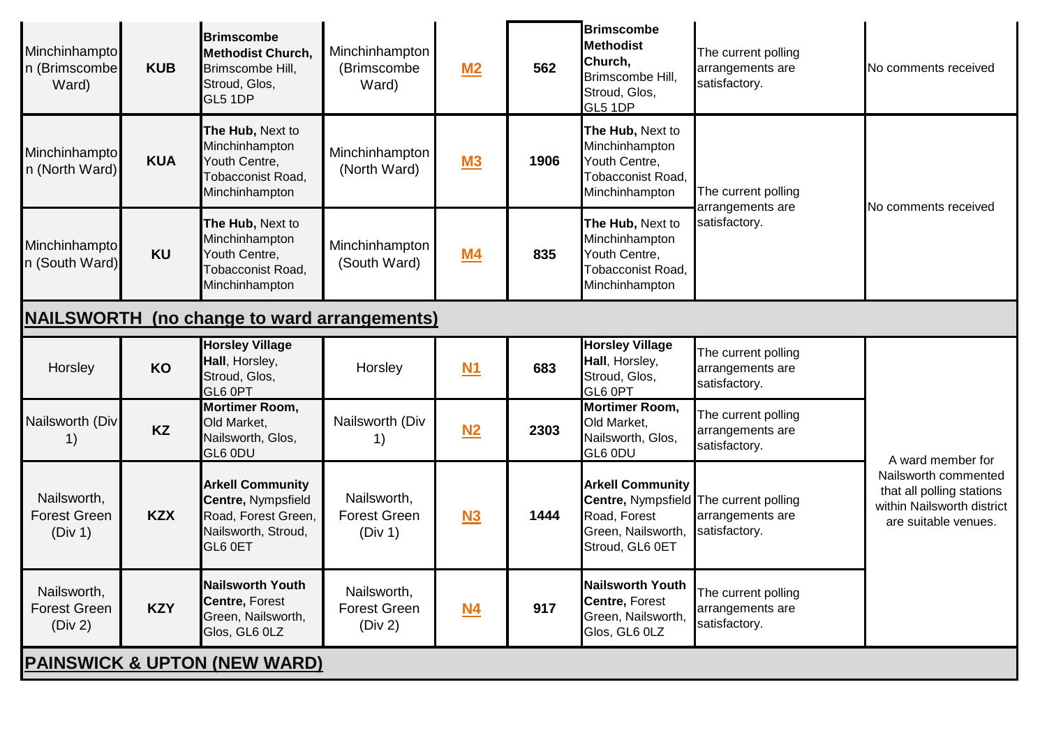| | | | | | | | | |
|---|---|---|---|---|---|---|---|---|
| Minchinhampton (Brimscombe Ward) | **KUB** | **Brimscombe Methodist Church,** Brimscombe Hill, Stroud, Glos, GL5 1DP | Minchinhampton (Brimscombe Ward) | **M2** | **562** | **Brimscombe Methodist Church,** Brimscombe Hill, Stroud, Glos, GL5 1DP | The current polling arrangements are satisfactory. | No comments received |
| Minchinhampton (North Ward) | **KUA** | **The Hub,** Next to Minchinhampton Youth Centre, Tobacconist Road, Minchinhampton | Minchinhampton (North Ward) | **M3** | **1906** | **The Hub,** Next to Minchinhampton Youth Centre, Tobacconist Road, Minchinhampton | The current polling arrangements are satisfactory. | No comments received |
| Minchinhampton (South Ward) | **KU** | **The Hub,** Next to Minchinhampton Youth Centre, Tobacconist Road, Minchinhampton | Minchinhampton (South Ward) | **M4** | **835** | **The Hub,** Next to Minchinhampton Youth Centre, Tobacconist Road, Minchinhampton | | |
| **NAILSWORTH (no change to ward arrangements)** | | | | | | | | |
| Horsley | **KO** | **Horsley Village Hall**, Horsley, Stroud, Glos, GL6 0PT | Horsley | **N1** | **683** | **Horsley Village Hall**, Horsley, Stroud, Glos, GL6 0PT | The current polling arrangements are satisfactory. | A ward member for Nailsworth commented that all polling stations within Nailsworth district are suitable venues. |
| Nailsworth (Div 1) | **KZ** | **Mortimer Room,** Old Market, Nailsworth, Glos, GL6 0DU | Nailsworth (Div 1) | **N2** | **2303** | **Mortimer Room,** Old Market, Nailsworth, Glos, GL6 0DU | The current polling arrangements are satisfactory. | |
| Nailsworth, Forest Green (Div 1) | **KZX** | **Arkell Community Centre,** Nympsfield Road, Forest Green, Nailsworth, Stroud, GL6 0ET | Nailsworth, Forest Green (Div 1) | **N3** | **1444** | **Arkell Community Centre,** Nympsfield Road, Forest Green, Nailsworth, Stroud, GL6 0ET | The current polling arrangements are satisfactory. | |
| Nailsworth, Forest Green (Div 2) | **KZY** | **Nailsworth Youth Centre,** Forest Green, Nailsworth, Glos, GL6 0LZ | Nailsworth, Forest Green (Div 2) | **N4** | **917** | **Nailsworth Youth Centre,** Forest Green, Nailsworth, Glos, GL6 0LZ | The current polling arrangements are satisfactory. | |
| **PAINSWICK & UPTON (NEW WARD)** | | | | | | | | |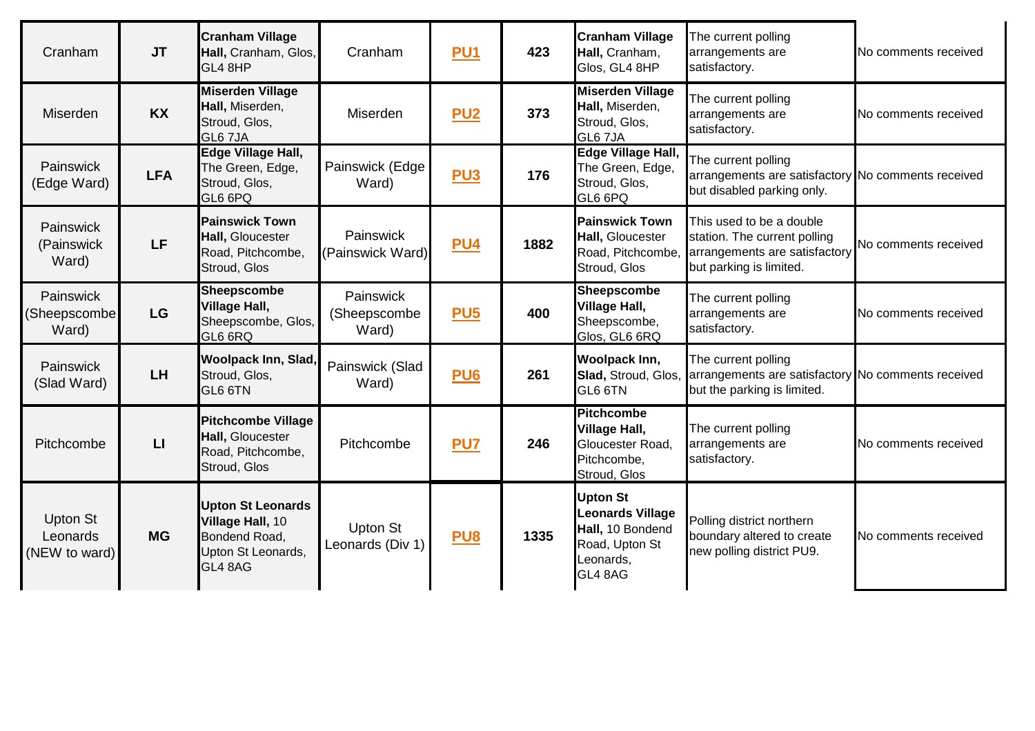| | | | | | | | | |
|---|---|---|---|---|---|---|---|---|
| Cranham | **JT** | **Cranham Village Hall,** Cranham, Glos, GL4 8HP | Cranham | **PU1** | **423** | **Cranham Village Hall,** Cranham, Glos, GL4 8HP | The current polling arrangements are satisfactory. | No comments received |
| Miserden | **KX** | **Miserden Village Hall,** Miserden, Stroud, Glos, GL6 7JA | Miserden | **PU2** | **373** | **Miserden Village Hall,** Miserden, Stroud, Glos, GL6 7JA | The current polling arrangements are satisfactory. | No comments received |
| Painswick (Edge Ward) | **LFA** | **Edge Village Hall,** The Green, Edge, Stroud, Glos, GL6 6PQ | Painswick (Edge Ward) | **PU3** | **176** | **Edge Village Hall,** The Green, Edge, Stroud, Glos, GL6 6PQ | The current polling arrangements are satisfactory but disabled parking only. | No comments received |
| Painswick (Painswick Ward) | **LF** | **Painswick Town Hall,** Gloucester Road, Pitchcombe, Stroud, Glos | Painswick (Painswick Ward) | **PU4** | **1882** | **Painswick Town Hall,** Gloucester Road, Pitchcombe, Stroud, Glos | This used to be a double station. The current polling arrangements are satisfactory but parking is limited. | No comments received |
| Painswick (Sheepscombe Ward) | **LG** | **Sheepscombe Village Hall,** Sheepscombe, Glos, GL6 6RQ | Painswick (Sheepscombe Ward) | **PU5** | **400** | **Sheepscombe Village Hall,** Sheepscombe, Glos, GL6 6RQ | The current polling arrangements are satisfactory. | No comments received |
| Painswick (Slad Ward) | **LH** | **Woolpack Inn, Slad,** Stroud, Glos, GL6 6TN | Painswick (Slad Ward) | **PU6** | **261** | **Woolpack Inn, Slad,** Stroud, Glos, GL6 6TN | The current polling arrangements are satisfactory but the parking is limited. | No comments received |
| Pitchcombe | **LI** | **Pitchcombe Village Hall,** Gloucester Road, Pitchcombe, Stroud, Glos | Pitchcombe | **PU7** | **246** | **Pitchcombe Village Hall,** Gloucester Road, Pitchcombe, Stroud, Glos | The current polling arrangements are satisfactory. | No comments received |
| Upton St Leonards (NEW to ward) | **MG** | **Upton St Leonards Village Hall,** 10 Bondend Road, Upton St Leonards, GL4 8AG | Upton St Leonards (Div 1) | **PU8** | **1335** | **Upton St Leonards Village Hall,** 10 Bondend Road, Upton St Leonards, GL4 8AG | Polling district northern boundary altered to create new polling district PU9. | No comments received |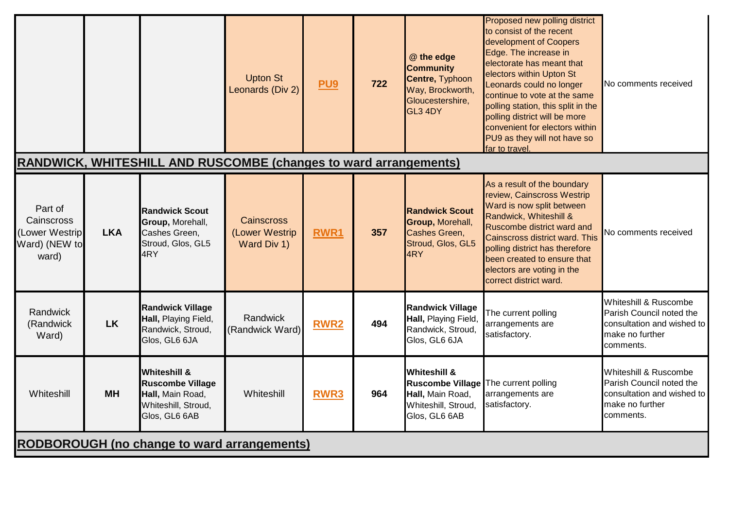| | | | | | | | | |
|---|---|---|---|---|---|---|---|---|
| | | | Upton St Leonards (Div 2) | PU9 | 722 | **@ the edge Community Centre,** Typhoon Way, Brockworth, Gloucestershire, GL3 4DY | Proposed new polling district to consist of the recent development of Coopers Edge. The increase in electorate has meant that electors within Upton St Leonards could no longer continue to vote at the same polling station, this split in the polling district will be more convenient for electors within PU9 as they will not have so far to travel. | No comments received |
| **RANDWICK, WHITESHILL AND RUSCOMBE (changes to ward arrangements)** | | | | | | | | |
| Part of Cainscross (Lower Westrip Ward) (NEW to ward) | **LKA** | **Randwick Scout Group,** Morehall, Cashes Green, Stroud, Glos, GL5 4RY | Cainscross (Lower Westrip Ward Div 1) | RWR1 | 357 | **Randwick Scout Group,** Morehall, Cashes Green, Stroud, Glos, GL5 4RY | As a result of the boundary review, Cainscross Westrip Ward is now split between Randwick, Whiteshill & Ruscombe district ward and Cainscross district ward. This polling district has therefore been created to ensure that electors are voting in the correct district ward. | No comments received |
| Randwick (Randwick Ward) | **LK** | **Randwick Village Hall,** Playing Field, Randwick, Stroud, Glos, GL6 6JA | Randwick (Randwick Ward) | RWR2 | 494 | **Randwick Village Hall,** Playing Field, Randwick, Stroud, Glos, GL6 6JA | The current polling arrangements are satisfactory. | Whiteshill & Ruscombe Parish Council noted the consultation and wished to make no further comments. |
| Whiteshill | **MH** | **Whiteshill & Ruscombe Village Hall,** Main Road, Whiteshill, Stroud, Glos, GL6 6AB | Whiteshill | RWR3 | 964 | **Whiteshill & Ruscombe Village Hall,** Main Road, Whiteshill, Stroud, Glos, GL6 6AB | The current polling arrangements are satisfactory. | Whiteshill & Ruscombe Parish Council noted the consultation and wished to make no further comments. |
| **RODBOROUGH (no change to ward arrangements)** | | | | | | | | |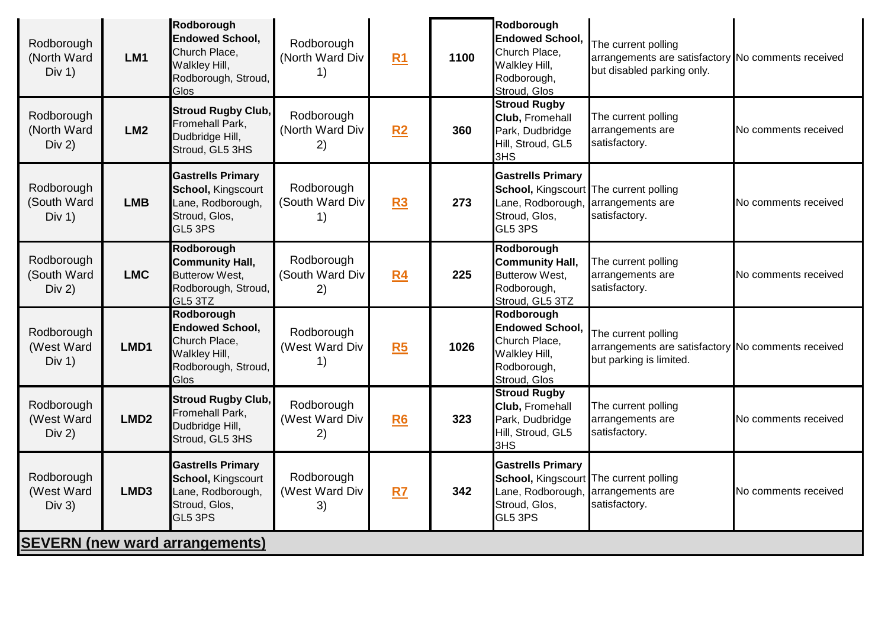| | | | | | | | | |
|---|---|---|---|---|---|---|---|---|
| Rodborough (North Ward Div 1) | **LM1** | **Rodborough Endowed School,** Church Place, Walkley Hill, Rodborough, Stroud, Glos | Rodborough (North Ward Div 1) | **R1** | **1100** | **Rodborough Endowed School,** Church Place, Walkley Hill, Rodborough, Stroud, Glos | The current polling arrangements are satisfactory but disabled parking only. | No comments received |
| Rodborough (North Ward Div 2) | **LM2** | **Stroud Rugby Club,** Fromehall Park, Dudbridge Hill, Stroud, GL5 3HS | Rodborough (North Ward Div 2) | **R2** | **360** | **Stroud Rugby Club,** Fromehall Park, Dudbridge Hill, Stroud, GL5 3HS | The current polling arrangements are satisfactory. | No comments received |
| Rodborough (South Ward Div 1) | **LMB** | **Gastrells Primary School,** Kingscourt Lane, Rodborough, Stroud, Glos, GL5 3PS | Rodborough (South Ward Div 1) | **R3** | **273** | **Gastrells Primary School,** Kingscourt Lane, Rodborough, Stroud, Glos, GL5 3PS | The current polling arrangements are satisfactory. | No comments received |
| Rodborough (South Ward Div 2) | **LMC** | **Rodborough Community Hall,** Butterow West, Rodborough, Stroud, GL5 3TZ | Rodborough (South Ward Div 2) | **R4** | **225** | **Rodborough Community Hall,** Butterow West, Rodborough, Stroud, GL5 3TZ | The current polling arrangements are satisfactory. | No comments received |
| Rodborough (West Ward Div 1) | **LMD1** | **Rodborough Endowed School,** Church Place, Walkley Hill, Rodborough, Stroud, Glos | Rodborough (West Ward Div 1) | **R5** | **1026** | **Rodborough Endowed School,** Church Place, Walkley Hill, Rodborough, Stroud, Glos | The current polling arrangements are satisfactory but parking is limited. | No comments received |
| Rodborough (West Ward Div 2) | **LMD2** | **Stroud Rugby Club,** Fromehall Park, Dudbridge Hill, Stroud, GL5 3HS | Rodborough (West Ward Div 2) | **R6** | **323** | **Stroud Rugby Club,** Fromehall Park, Dudbridge Hill, Stroud, GL5 3HS | The current polling arrangements are satisfactory. | No comments received |
| Rodborough (West Ward Div 3) | **LMD3** | **Gastrells Primary School,** Kingscourt Lane, Rodborough, Stroud, Glos, GL5 3PS | Rodborough (West Ward Div 3) | **R7** | **342** | **Gastrells Primary School,** Kingscourt Lane, Rodborough, Stroud, Glos, GL5 3PS | The current polling arrangements are satisfactory. | No comments received |

**SEVERN (new ward arrangements)**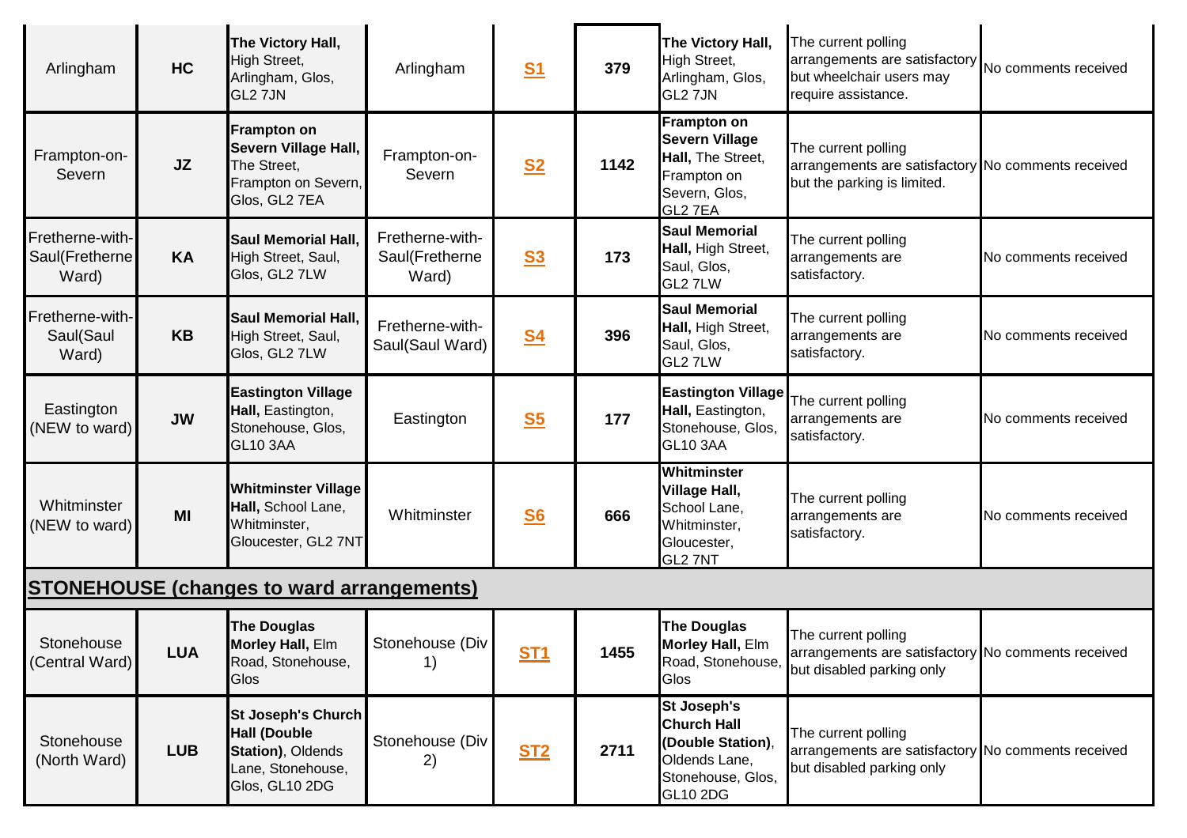| | | | | | | | | |
|---|---|---|---|---|---|---|---|---|
| Arlingham | **HC** | **The Victory Hall,** High Street, Arlingham, Glos, GL2 7JN | Arlingham | **S1** | **379** | **The Victory Hall,** High Street, Arlingham, Glos, GL2 7JN | The current polling arrangements are satisfactory but wheelchair users may require assistance. | No comments received |
| Frampton-on-Severn | **JZ** | **Frampton on Severn Village Hall,** The Street, Frampton on Severn, Glos, GL2 7EA | Frampton-on-Severn | **S2** | **1142** | **Frampton on Severn Village Hall,** The Street, Frampton on Severn, Glos, GL2 7EA | The current polling arrangements are satisfactory but the parking is limited. | No comments received |
| Fretherne-with-Saul(Fretherne Ward) | **KA** | **Saul Memorial Hall,** High Street, Saul, Glos, GL2 7LW | Fretherne-with-Saul(Fretherne Ward) | **S3** | **173** | **Saul Memorial Hall,** High Street, Saul, Glos, GL2 7LW | The current polling arrangements are satisfactory. | No comments received |
| Fretherne-with-Saul(Saul Ward) | **KB** | **Saul Memorial Hall,** High Street, Saul, Glos, GL2 7LW | Fretherne-with-Saul(Saul Ward) | **S4** | **396** | **Saul Memorial Hall,** High Street, Saul, Glos, GL2 7LW | The current polling arrangements are satisfactory. | No comments received |
| Eastington (NEW to ward) | **JW** | **Eastington Village Hall,** Eastington, Stonehouse, Glos, GL10 3AA | Eastington | **S5** | **177** | **Eastington Village Hall,** Eastington, Stonehouse, Glos, GL10 3AA | The current polling arrangements are satisfactory. | No comments received |
| Whitminster (NEW to ward) | **MI** | **Whitminster Village Hall,** School Lane, Whitminster, Gloucester, GL2 7NT | Whitminster | **S6** | **666** | **Whitminster Village Hall,** School Lane, Whitminster, Gloucester, GL2 7NT | The current polling arrangements are satisfactory. | No comments received |
| **STONEHOUSE (changes to ward arrangements)** | | | | | | | | |
| Stonehouse (Central Ward) | **LUA** | **The Douglas Morley Hall,** Elm Road, Stonehouse, Glos | Stonehouse (Div 1) | **ST1** | **1455** | **The Douglas Morley Hall,** Elm Road, Stonehouse, Glos | The current polling arrangements are satisfactory but disabled parking only | No comments received |
| Stonehouse (North Ward) | **LUB** | **St Joseph's Church Hall (Double Station)**, Oldends Lane, Stonehouse, Glos, GL10 2DG | Stonehouse (Div 2) | **ST2** | **2711** | **St Joseph's Church Hall (Double Station)**, Oldends Lane, Stonehouse, Glos, GL10 2DG | The current polling arrangements are satisfactory but disabled parking only | No comments received |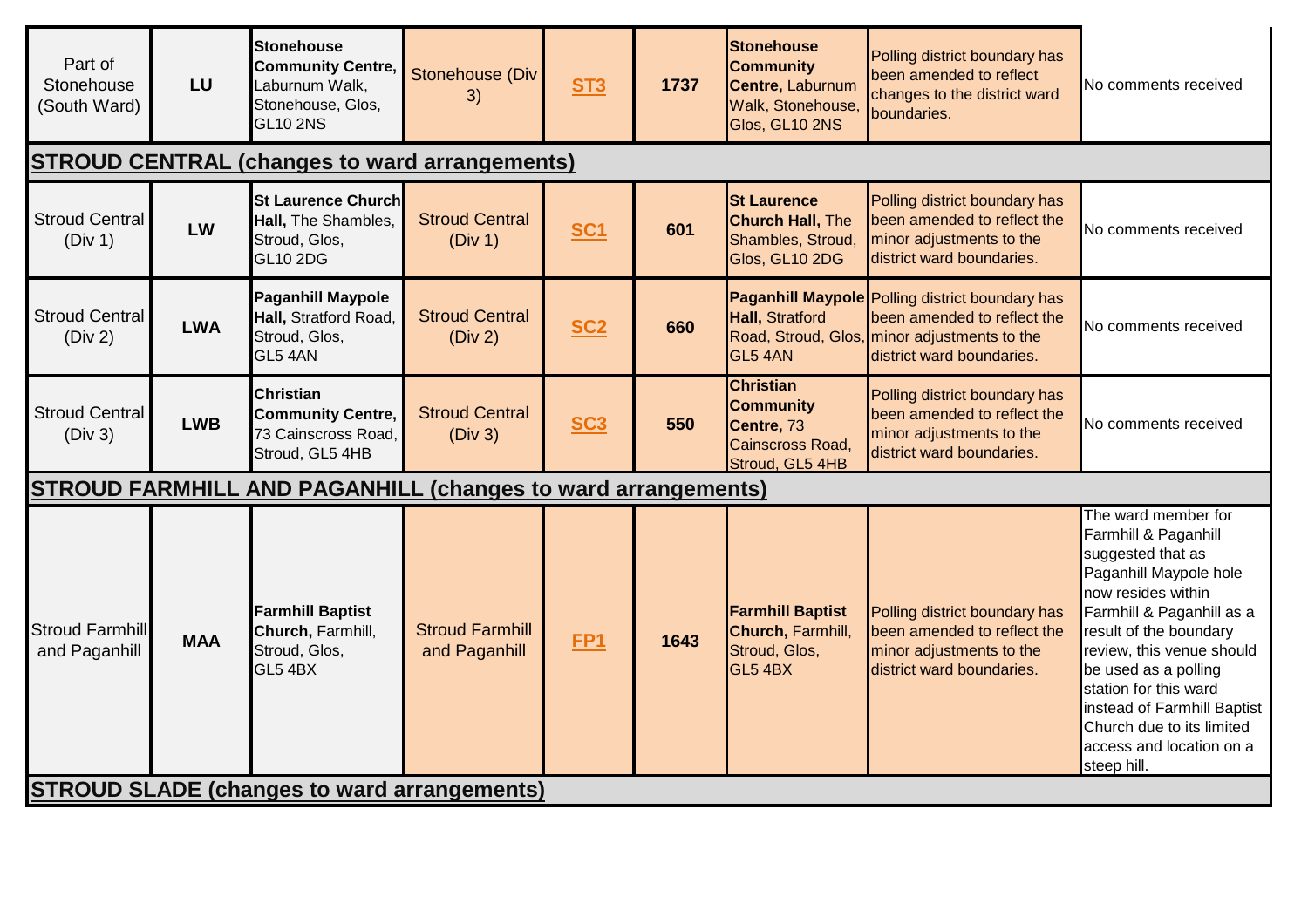| | | | | | | | | |
|---|---|---|---|---|---|---|---|---|
| Part of Stonehouse (South Ward) | LU | **Stonehouse Community Centre,** Laburnum Walk, Stonehouse, Glos, GL10 2NS | Stonehouse (Div 3) | ST3 | 1737 | **Stonehouse Community Centre,** Laburnum Walk, Stonehouse, Glos, GL10 2NS | Polling district boundary has been amended to reflect changes to the district ward boundaries. | No comments received |
| **STROUD CENTRAL (changes to ward arrangements)** | | | | | | | | |
| Stroud Central (Div 1) | LW | **St Laurence Church Hall,** The Shambles, Stroud, Glos, GL10 2DG | Stroud Central (Div 1) | SC1 | 601 | **St Laurence Church Hall,** The Shambles, Stroud, Glos, GL10 2DG | Polling district boundary has been amended to reflect the minor adjustments to the district ward boundaries. | No comments received |
| Stroud Central (Div 2) | LWA | **Paganhill Maypole Hall,** Stratford Road, Stroud, Glos, GL5 4AN | Stroud Central (Div 2) | SC2 | 660 | **Paganhill Maypole Hall,** Stratford Road, Stroud, Glos, GL5 4AN | Polling district boundary has been amended to reflect the minor adjustments to the district ward boundaries. | No comments received |
| Stroud Central (Div 3) | LWB | **Christian Community Centre,** 73 Cainscross Road, Stroud, GL5 4HB | Stroud Central (Div 3) | SC3 | 550 | **Christian Community Centre,** 73 Cainscross Road, Stroud, GL5 4HB | Polling district boundary has been amended to reflect the minor adjustments to the district ward boundaries. | No comments received |
| **STROUD FARMHILL AND PAGANHILL (changes to ward arrangements)** | | | | | | | | |
| Stroud Farmhill and Paganhill | MAA | **Farmhill Baptist Church,** Farmhill, Stroud, Glos, GL5 4BX | Stroud Farmhill and Paganhill | FP1 | 1643 | **Farmhill Baptist Church,** Farmhill, Stroud, Glos, GL5 4BX | Polling district boundary has been amended to reflect the minor adjustments to the district ward boundaries. | The ward member for Farmhill & Paganhill suggested that as Paganhill Maypole hole now resides within Farmhill & Paganhill as a result of the boundary review, this venue should be used as a polling station for this ward instead of Farmhill Baptist Church due to its limited access and location on a steep hill. |
| **STROUD SLADE (changes to ward arrangements)** | | | | | | | | |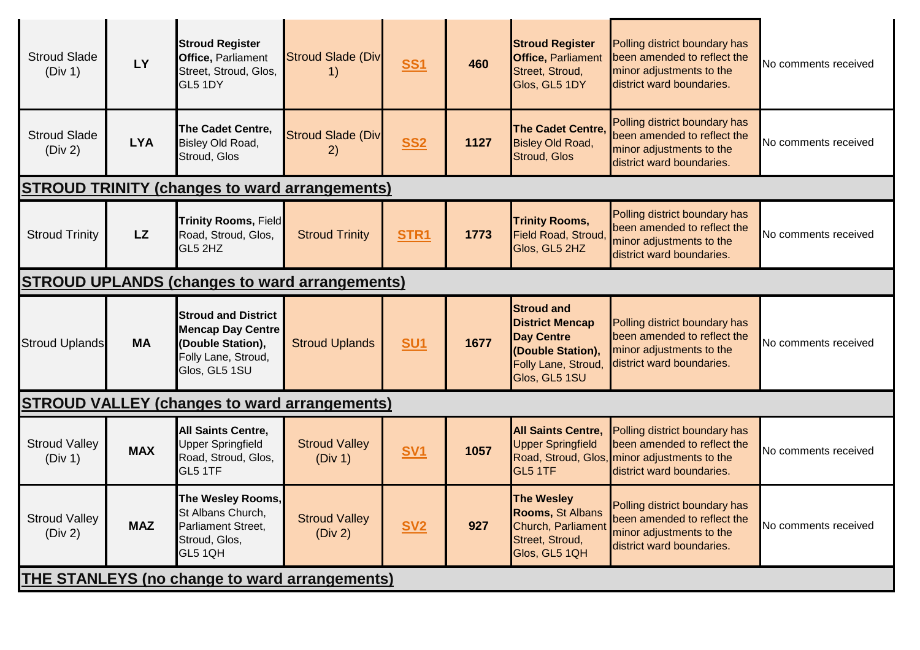| | | | | | | | | |
|---|---|---|---|---|---|---|---|---|
| Stroud Slade (Div 1) | **LY** | **Stroud Register Office,** Parliament Street, Stroud, Glos, GL5 1DY | Stroud Slade (Div 1) | **SS1** | **460** | **Stroud Register Office,** Parliament Street, Stroud, Glos, GL5 1DY | Polling district boundary has been amended to reflect the minor adjustments to the district ward boundaries. | No comments received |
| Stroud Slade (Div 2) | **LYA** | **The Cadet Centre,** Bisley Old Road, Stroud, Glos | Stroud Slade (Div 2) | **SS2** | **1127** | **The Cadet Centre,** Bisley Old Road, Stroud, Glos | Polling district boundary has been amended to reflect the minor adjustments to the district ward boundaries. | No comments received |
| **STROUD TRINITY (changes to ward arrangements)** | | | | | | | | |
| Stroud Trinity | **LZ** | **Trinity Rooms,** Field Road, Stroud, Glos, GL5 2HZ | Stroud Trinity | **STR1** | **1773** | **Trinity Rooms,** Field Road, Stroud, Glos, GL5 2HZ | Polling district boundary has been amended to reflect the minor adjustments to the district ward boundaries. | No comments received |
| **STROUD UPLANDS (changes to ward arrangements)** | | | | | | | | |
| Stroud Uplands | **MA** | **Stroud and District Mencap Day Centre (Double Station),** Folly Lane, Stroud, Glos, GL5 1SU | Stroud Uplands | **SU1** | **1677** | **Stroud and District Mencap Day Centre (Double Station),** Folly Lane, Stroud, Glos, GL5 1SU | Polling district boundary has been amended to reflect the minor adjustments to the district ward boundaries. | No comments received |
| **STROUD VALLEY (changes to ward arrangements)** | | | | | | | | |
| Stroud Valley (Div 1) | **MAX** | **All Saints Centre,** Upper Springfield Road, Stroud, Glos, GL5 1TF | Stroud Valley (Div 1) | **SV1** | **1057** | **All Saints Centre,** Upper Springfield Road, Stroud, Glos, GL5 1TF | Polling district boundary has been amended to reflect the minor adjustments to the district ward boundaries. | No comments received |
| Stroud Valley (Div 2) | **MAZ** | **The Wesley Rooms,** St Albans Church, Parliament Street, Stroud, Glos, GL5 1QH | Stroud Valley (Div 2) | **SV2** | **927** | **The Wesley Rooms,** St Albans Church, Parliament Street, Stroud, Glos, GL5 1QH | Polling district boundary has been amended to reflect the minor adjustments to the district ward boundaries. | No comments received |
| **THE STANLEYS (no change to ward arrangements)** | | | | | | | | |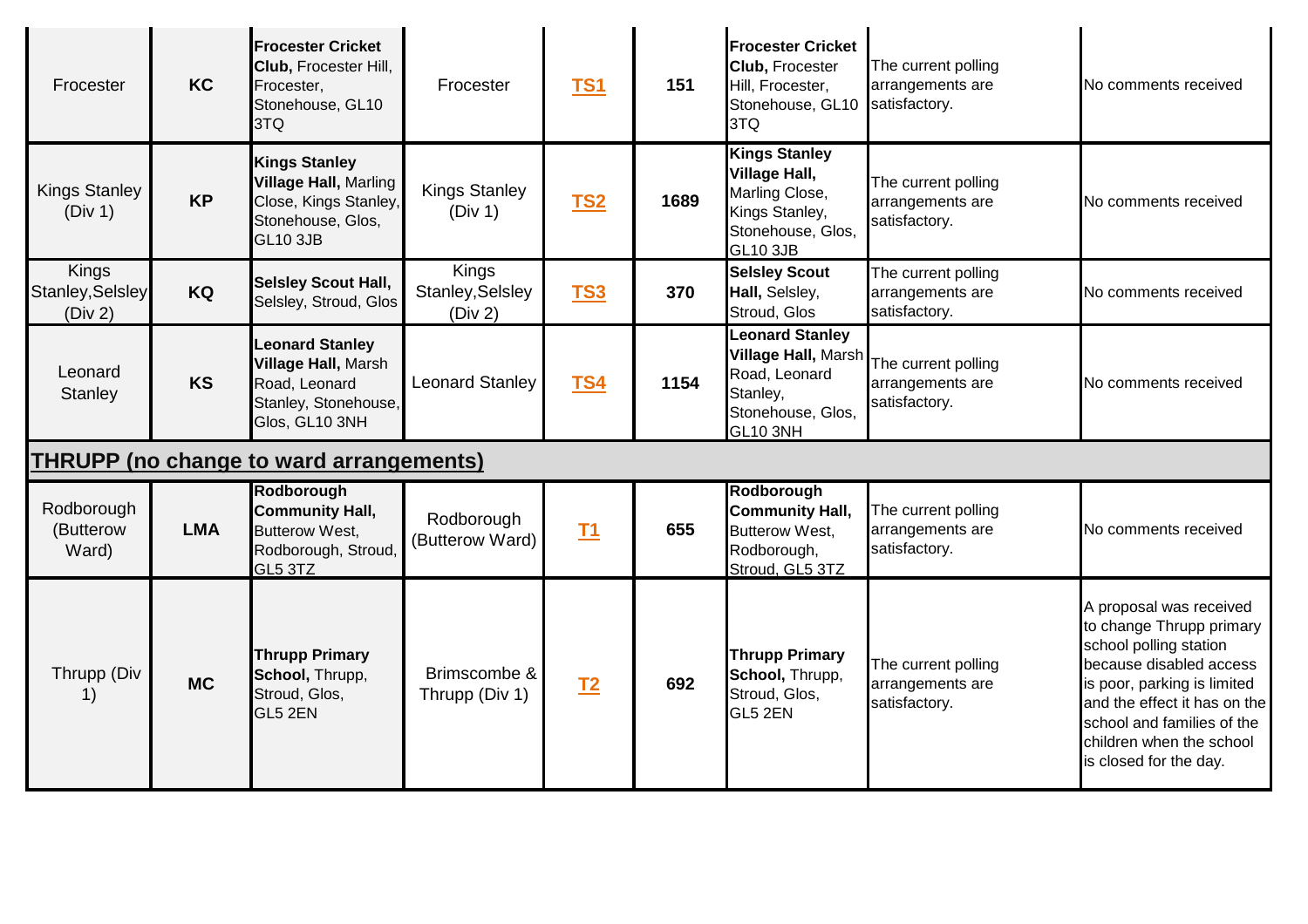| | | | | | | | | |
|---|---|---|---|---|---|---|---|---|
| Frocester | **KC** | **Frocester Cricket Club,** Frocester Hill, Frocester, Stonehouse, GL10 3TQ | Frocester | **TS1** | **151** | **Frocester Cricket Club,** Frocester Hill, Frocester, Stonehouse, GL10 3TQ | The current polling arrangements are satisfactory. | No comments received |
| Kings Stanley (Div 1) | **KP** | **Kings Stanley Village Hall,** Marling Close, Kings Stanley, Stonehouse, Glos, GL10 3JB | Kings Stanley (Div 1) | **TS2** | **1689** | **Kings Stanley Village Hall,** Marling Close, Kings Stanley, Stonehouse, Glos, GL10 3JB | The current polling arrangements are satisfactory. | No comments received |
| Kings Stanley,Selsley (Div 2) | **KQ** | **Selsley Scout Hall,** Selsley, Stroud, Glos | Kings Stanley,Selsley (Div 2) | **TS3** | **370** | **Selsley Scout Hall,** Selsley, Stroud, Glos | The current polling arrangements are satisfactory. | No comments received |
| Leonard Stanley | **KS** | **Leonard Stanley Village Hall,** Marsh Road, Leonard Stanley, Stonehouse, Glos, GL10 3NH | Leonard Stanley | **TS4** | **1154** | **Leonard Stanley Village Hall,** Marsh Road, Leonard Stanley, Stonehouse, Glos, GL10 3NH | The current polling arrangements are satisfactory. | No comments received |
| **THRUPP (no change to ward arrangements)** | | | | | | | | |
| Rodborough (Butterow Ward) | **LMA** | **Rodborough Community Hall,** Butterow West, Rodborough, Stroud, GL5 3TZ | Rodborough (Butterow Ward) | **T1** | **655** | **Rodborough Community Hall,** Butterow West, Rodborough, Stroud, GL5 3TZ | The current polling arrangements are satisfactory. | No comments received |
| Thrupp (Div 1) | **MC** | **Thrupp Primary School,** Thrupp, Stroud, Glos, GL5 2EN | Brimscombe & Thrupp (Div 1) | **T2** | **692** | **Thrupp Primary School,** Thrupp, Stroud, Glos, GL5 2EN | The current polling arrangements are satisfactory. | A proposal was received to change Thrupp primary school polling station because disabled access is poor, parking is limited and the effect it has on the school and families of the children when the school is closed for the day. |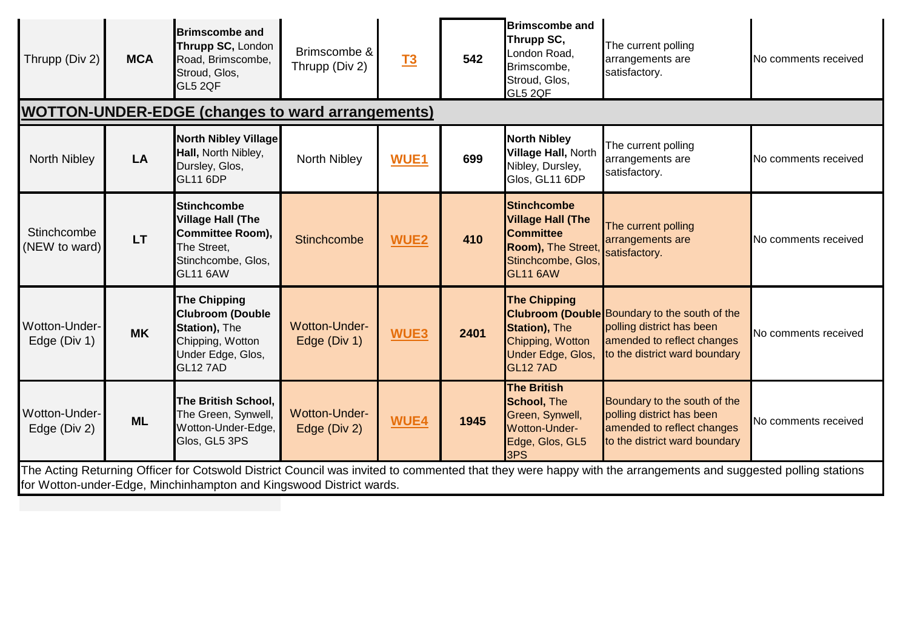| | | | | | | | | |
|---|---|---|---|---|---|---|---|---|
| Thrupp (Div 2) | **MCA** | **Brimscombe and Thrupp SC,** London Road, Brimscombe, Stroud, Glos, GL5 2QF | Brimscombe & Thrupp (Div 2) | **T3** | **542** | **Brimscombe and Thrupp SC,** London Road, Brimscombe, Stroud, Glos, GL5 2QF | The current polling arrangements are satisfactory. | No comments received |
| **WOTTON-UNDER-EDGE (changes to ward arrangements)** | | | | | | | | |
| North Nibley | **LA** | **North Nibley Village Hall,** North Nibley, Dursley, Glos, GL11 6DP | North Nibley | **WUE1** | **699** | **North Nibley Village Hall,** North Nibley, Dursley, Glos, GL11 6DP | The current polling arrangements are satisfactory. | No comments received |
| Stinchcombe (NEW to ward) | **LT** | **Stinchcombe Village Hall (The Committee Room),** The Street, Stinchcombe, Glos, GL11 6AW | Stinchcombe | **WUE2** | **410** | **Stinchcombe Village Hall (The Committee Room),** The Street, Stinchcombe, Glos, GL11 6AW | The current polling arrangements are satisfactory. | No comments received |
| Wotton-Under-Edge (Div 1) | **MK** | **The Chipping Clubroom (Double Station),** The Chipping, Wotton Under Edge, Glos, GL12 7AD | Wotton-Under-Edge (Div 1) | **WUE3** | **2401** | **The Chipping Clubroom (Double Station),** The Chipping, Wotton Under Edge, Glos, GL12 7AD | Boundary to the south of the polling district has been amended to reflect changes to the district ward boundary | No comments received |
| Wotton-Under-Edge (Div 2) | **ML** | **The British School,** The Green, Synwell, Wotton-Under-Edge, Glos, GL5 3PS | Wotton-Under-Edge (Div 2) | **WUE4** | **1945** | **The British School,** The Green, Synwell, Wotton-Under-Edge, Glos, GL5 3PS | Boundary to the south of the polling district has been amended to reflect changes to the district ward boundary | No comments received |

The Acting Returning Officer for Cotswold District Council was invited to commented that they were happy with the arrangements and suggested polling stations for Wotton-under-Edge, Minchinhampton and Kingswood District wards.